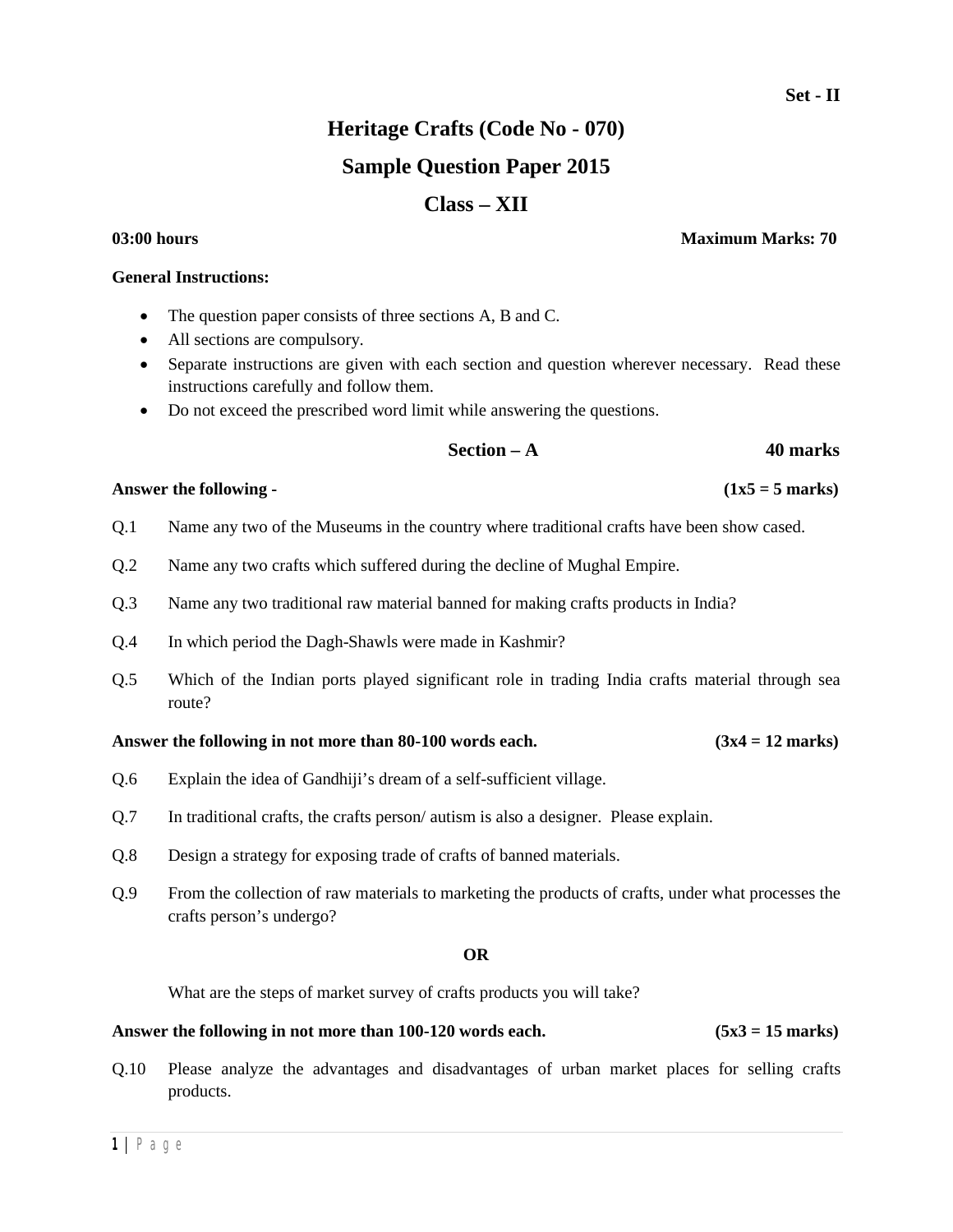**Set - II**

# Heritage Crafts (Code No - 070)

## Sample Question Paper 2015

## Class – XII

**03:00 hours** **Maximum Marks: 70**

**General Instructions:**

- The question paper consists of three sections A, B and C.
- All sections are compulsory.
- Separate instructions are given with each section and question wherever necessary. Read these instructions carefully and follow them.
- Do not exceed the prescribed word limit while answering the questions.

### Section – A 40 marks

**Answer the following -** **(1x5 = 5 marks)**

Q.1 Name any two of the Museums in the country where traditional crafts have been show cased.

Q.2 Name any two crafts which suffered during the decline of Mughal Empire.

Q.3 Name any two traditional raw material banned for making crafts products in India?

Q.4 In which period the Dagh-Shawls were made in Kashmir?

Q.5 Which of the Indian ports played significant role in trading India crafts material through sea route?

**Answer the following in not more than 80-100 words each.** **(3x4 = 12 marks)**

Q.6 Explain the idea of Gandhiji's dream of a self-sufficient village.

Q.7 In traditional crafts, the crafts person/ autism is also a designer. Please explain.

Q.8 Design a strategy for exposing trade of crafts of banned materials.

Q.9 From the collection of raw materials to marketing the products of crafts, under what processes the crafts person's undergo?

**OR**

What are the steps of market survey of crafts products you will take?

**Answer the following in not more than 100-120 words each.** **(5x3 = 15 marks)**

Q.10 Please analyze the advantages and disadvantages of urban market places for selling crafts products.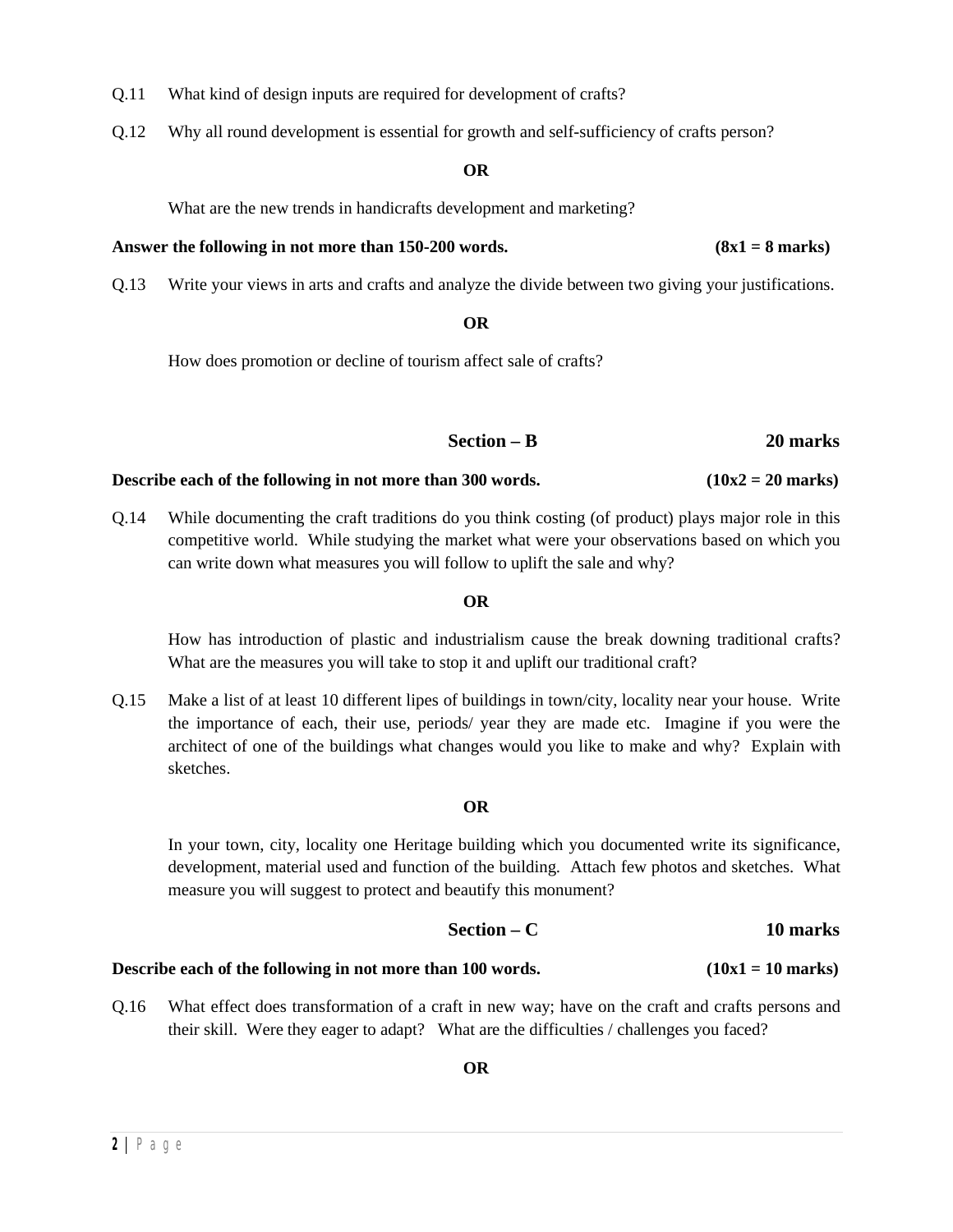Q.11 What kind of design inputs are required for development of crafts?

Q.12 Why all round development is essential for growth and self-sufficiency of crafts person?

**OR**

What are the new trends in handicrafts development and marketing?

**Answer the following in not more than 150-200 words. (8x1 = 8 marks)**

Q.13 Write your views in arts and crafts and analyze the divide between two giving your justifications.

**OR**

How does promotion or decline of tourism affect sale of crafts?

## Section – B 20 marks

**Describe each of the following in not more than 300 words. (10x2 = 20 marks)**

Q.14 While documenting the craft traditions do you think costing (of product) plays major role in this competitive world. While studying the market what were your observations based on which you can write down what measures you will follow to uplift the sale and why?

**OR**

How has introduction of plastic and industrialism cause the break downing traditional crafts? What are the measures you will take to stop it and uplift our traditional craft?

Q.15 Make a list of at least 10 different lipes of buildings in town/city, locality near your house. Write the importance of each, their use, periods/ year they are made etc. Imagine if you were the architect of one of the buildings what changes would you like to make and why? Explain with sketches.

**OR**

In your town, city, locality one Heritage building which you documented write its significance, development, material used and function of the building. Attach few photos and sketches. What measure you will suggest to protect and beautify this monument?

## Section – C 10 marks

**Describe each of the following in not more than 100 words. (10x1 = 10 marks)**

Q.16 What effect does transformation of a craft in new way; have on the craft and crafts persons and their skill. Were they eager to adapt? What are the difficulties / challenges you faced?

**OR**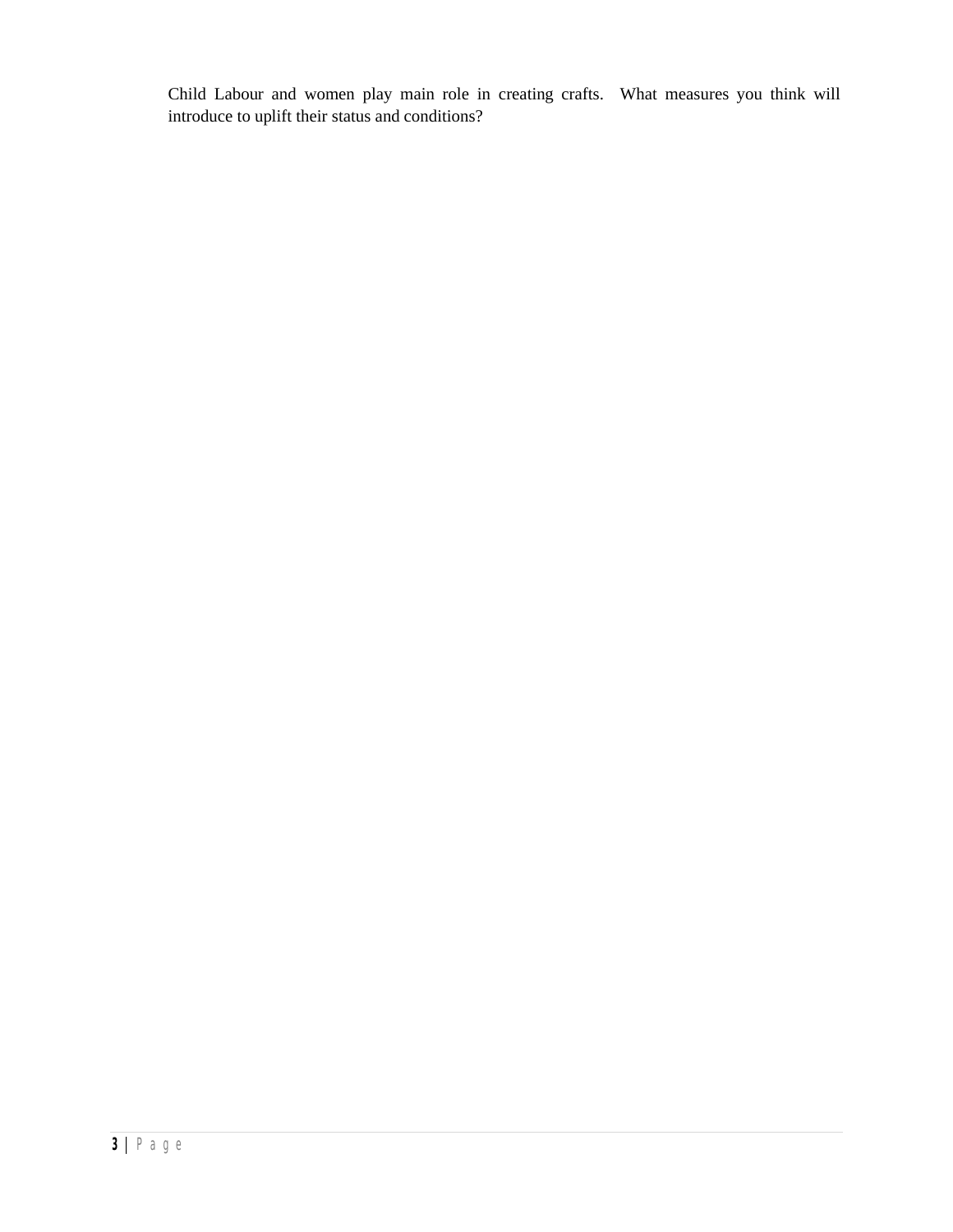Child Labour and women play main role in creating crafts.  What measures you think will introduce to uplift their status and conditions?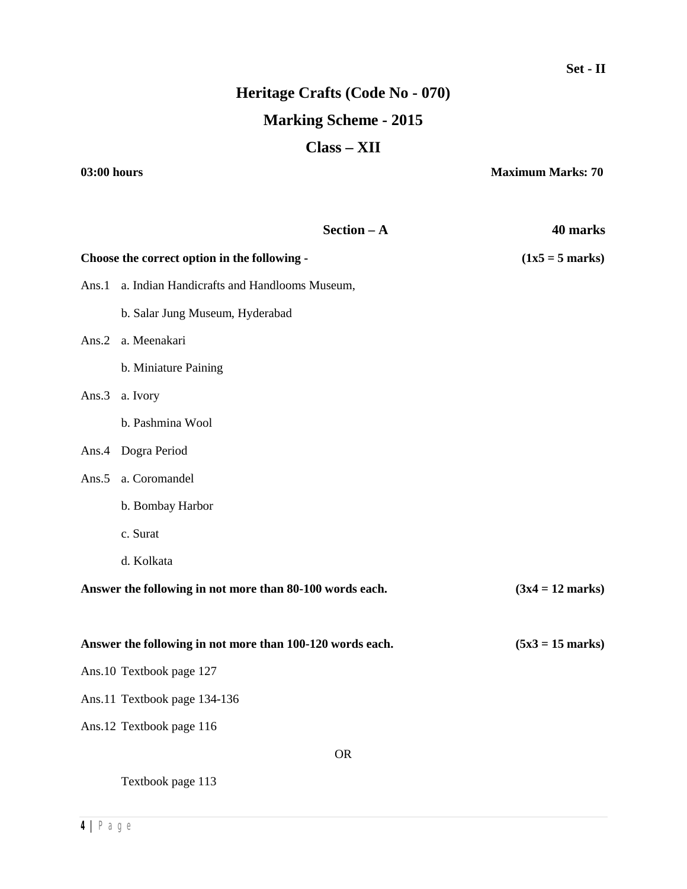**Set - II**

# Heritage Crafts (Code No - 070)

## Marking Scheme - 2015

## Class – XII

**03:00 hours** **Maximum Marks: 70**

### Section – A 40 marks

**Choose the correct option in the following -** **(1x5 = 5 marks)**

Ans.1 a. Indian Handicrafts and Handlooms Museum,

b. Salar Jung Museum, Hyderabad

Ans.2 a. Meenakari

b. Miniature Paining

Ans.3 a. Ivory

b. Pashmina Wool

Ans.4 Dogra Period

Ans.5 a. Coromandel

b. Bombay Harbor

c. Surat

d. Kolkata

**Answer the following in not more than 80-100 words each.** **(3x4 = 12 marks)**

**Answer the following in not more than 100-120 words each.** **(5x3 = 15 marks)**

Ans.10 Textbook page 127

Ans.11 Textbook page 134-136

Ans.12 Textbook page 116

OR

Textbook page 113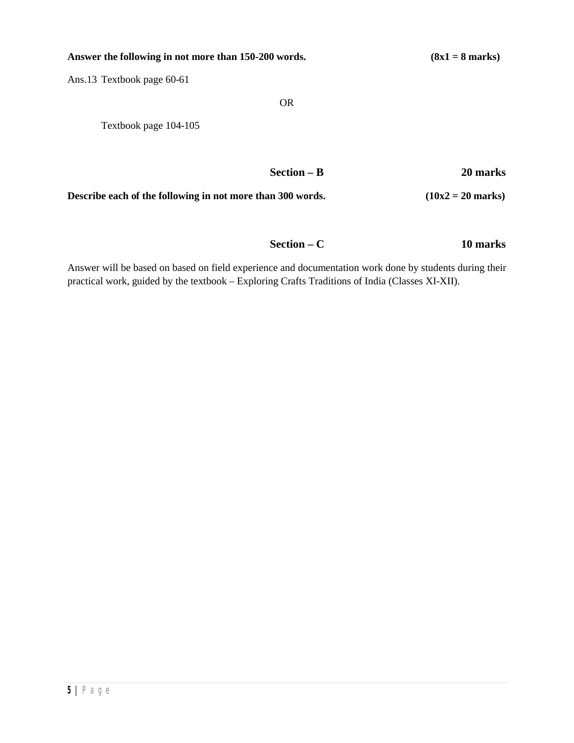**Answer the following in not more than 150-200 words. (8x1 = 8 marks)**

Ans.13 Textbook page 60-61

OR

Textbook page 104-105

## Section – B 20 marks

**Describe each of the following in not more than 300 words. (10x2 = 20 marks)**

## Section – C 10 marks

Answer will be based on based on field experience and documentation work done by students during their practical work, guided by the textbook – Exploring Crafts Traditions of India (Classes XI-XII).